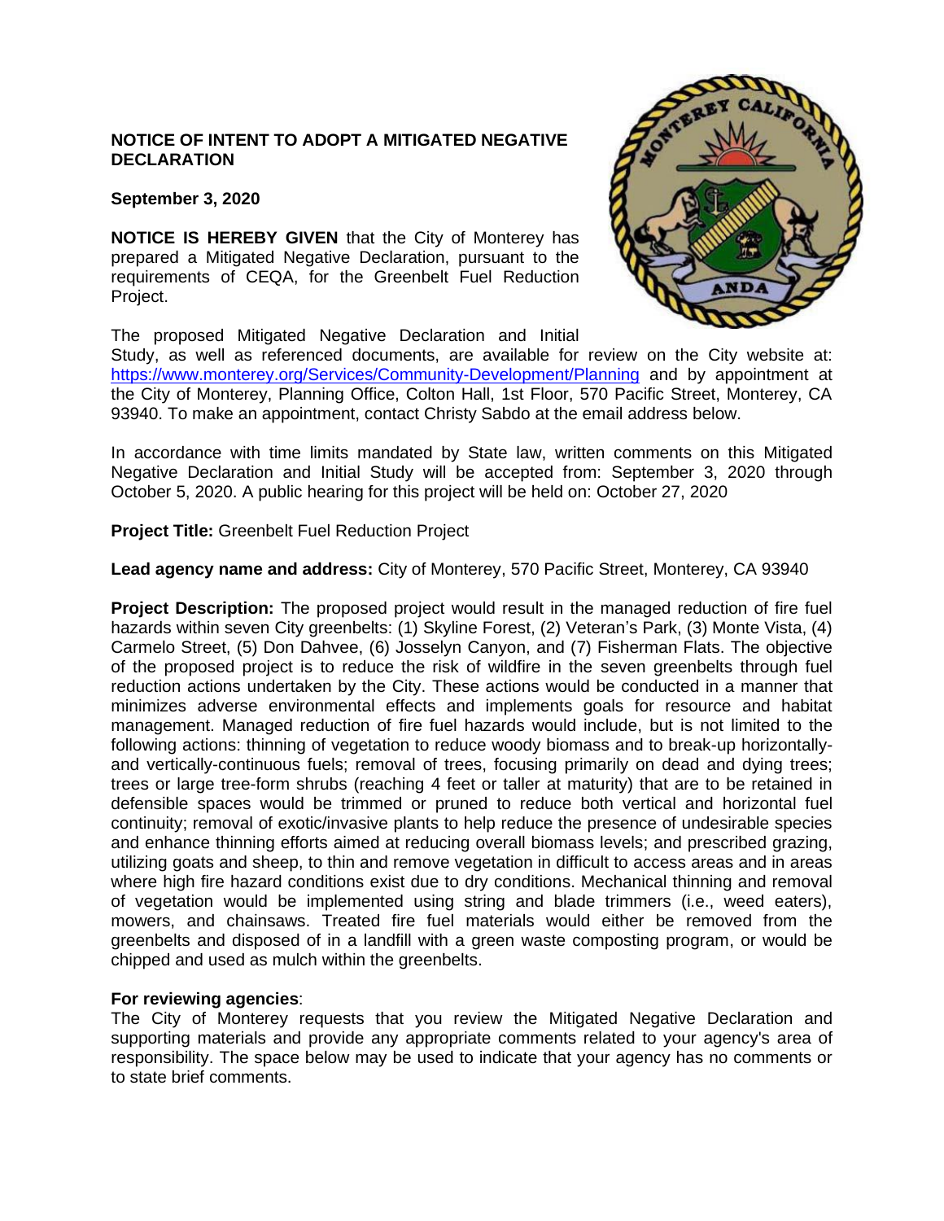**NOTICE OF INTENT TO ADOPT A MITIGATED NEGATIVE DECLARATION**

**September 3, 2020**

**NOTICE IS HEREBY GIVEN** that the City of Monterey has prepared a Mitigated Negative Declaration, pursuant to the requirements of CEQA, for the Greenbelt Fuel Reduction Project.

The proposed Mitigated Negative Declaration and Initial Study, as well as referenced documents, are available for review on the City website at: https://www.monterey.org/Services/Community-Development/Planning and by appointment at the City of Monterey, Planning Office, Colton Hall, 1st Floor, 570 Pacific Street, Monterey, CA 93940. To make an appointment, contact Christy Sabdo at the email address below.

In accordance with time limits mandated by State law, written comments on this Mitigated Negative Declaration and Initial Study will be accepted from: September 3, 2020 through October 5, 2020. A public hearing for this project will be held on: October 27, 2020

**Project Title:** Greenbelt Fuel Reduction Project

**Lead agency name and address:** City of Monterey, 570 Pacific Street, Monterey, CA 93940

**Project Description:** The proposed project would result in the managed reduction of fire fuel hazards within seven City greenbelts: (1) Skyline Forest, (2) Veteran's Park, (3) Monte Vista, (4) Carmelo Street, (5) Don Dahvee, (6) Josselyn Canyon, and (7) Fisherman Flats. The objective of the proposed project is to reduce the risk of wildfire in the seven greenbelts through fuel reduction actions undertaken by the City. These actions would be conducted in a manner that minimizes adverse environmental effects and implements goals for resource and habitat management. Managed reduction of fire fuel hazards would include, but is not limited to the following actions: thinning of vegetation to reduce woody biomass and to break-up horizontally- and vertically-continuous fuels; removal of trees, focusing primarily on dead and dying trees; trees or large tree-form shrubs (reaching 4 feet or taller at maturity) that are to be retained in defensible spaces would be trimmed or pruned to reduce both vertical and horizontal fuel continuity; removal of exotic/invasive plants to help reduce the presence of undesirable species and enhance thinning efforts aimed at reducing overall biomass levels; and prescribed grazing, utilizing goats and sheep, to thin and remove vegetation in difficult to access areas and in areas where high fire hazard conditions exist due to dry conditions. Mechanical thinning and removal of vegetation would be implemented using string and blade trimmers (i.e., weed eaters), mowers, and chainsaws. Treated fire fuel materials would either be removed from the greenbelts and disposed of in a landfill with a green waste composting program, or would be chipped and used as mulch within the greenbelts.

**For reviewing agencies**:
The City of Monterey requests that you review the Mitigated Negative Declaration and supporting materials and provide any appropriate comments related to your agency's area of responsibility. The space below may be used to indicate that your agency has no comments or to state brief comments.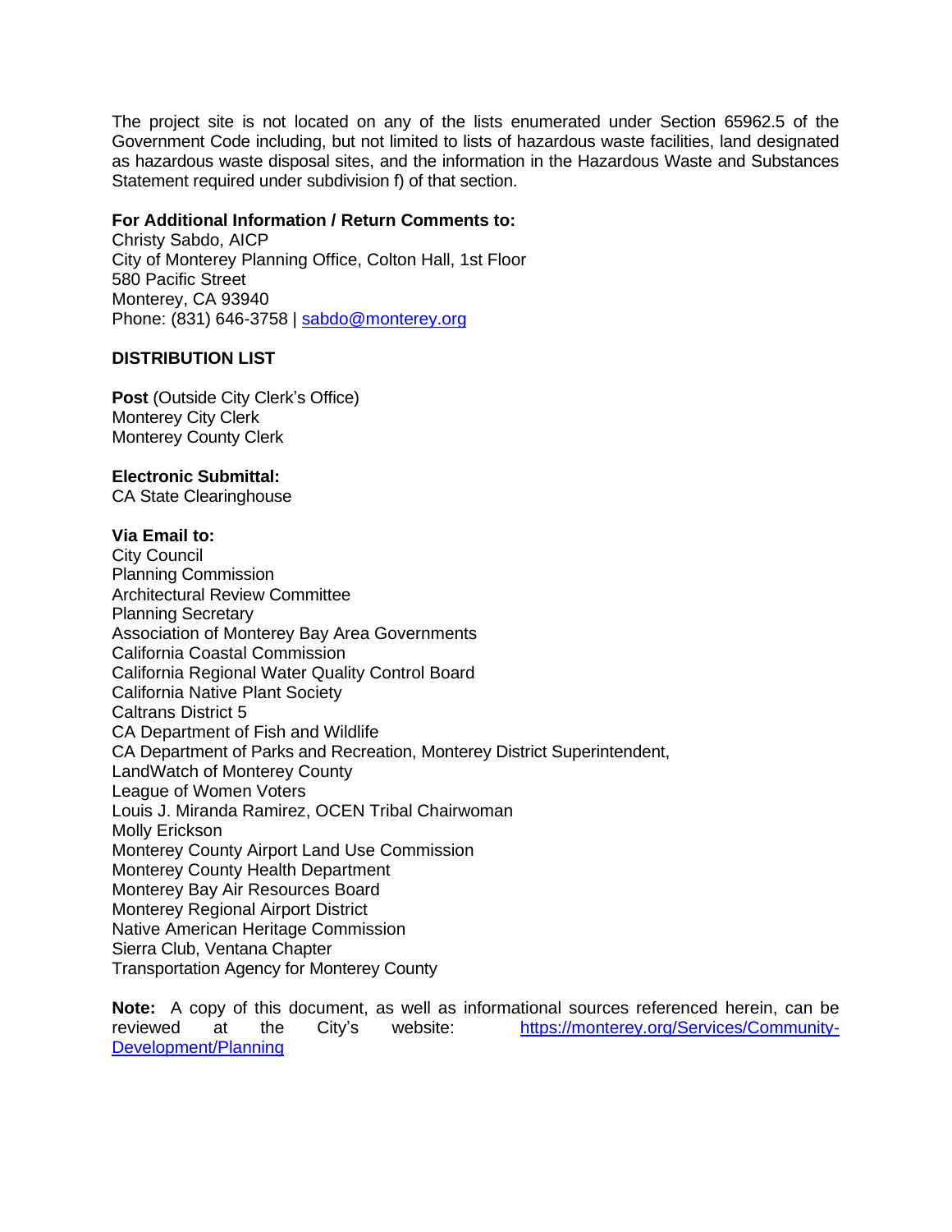The project site is not located on any of the lists enumerated under Section 65962.5 of the Government Code including, but not limited to lists of hazardous waste facilities, land designated as hazardous waste disposal sites, and the information in the Hazardous Waste and Substances Statement required under subdivision f) of that section.

**For Additional Information / Return Comments to:**
Christy Sabdo, AICP
City of Monterey Planning Office, Colton Hall, 1st Floor
580 Pacific Street
Monterey, CA 93940
Phone: (831) 646-3758 | sabdo@monterey.org

**DISTRIBUTION LIST**

**Post** (Outside City Clerk's Office)
Monterey City Clerk
Monterey County Clerk

**Electronic Submittal:**
CA State Clearinghouse

**Via Email to:**
City Council
Planning Commission
Architectural Review Committee
Planning Secretary
Association of Monterey Bay Area Governments
California Coastal Commission
California Regional Water Quality Control Board
California Native Plant Society
Caltrans District 5
CA Department of Fish and Wildlife
CA Department of Parks and Recreation, Monterey District Superintendent,
LandWatch of Monterey County
League of Women Voters
Louis J. Miranda Ramirez, OCEN Tribal Chairwoman
Molly Erickson
Monterey County Airport Land Use Commission
Monterey County Health Department
Monterey Bay Air Resources Board
Monterey Regional Airport District
Native American Heritage Commission
Sierra Club, Ventana Chapter
Transportation Agency for Monterey County

**Note:** A copy of this document, as well as informational sources referenced herein, can be reviewed at the City's website: https://monterey.org/Services/Community-Development/Planning